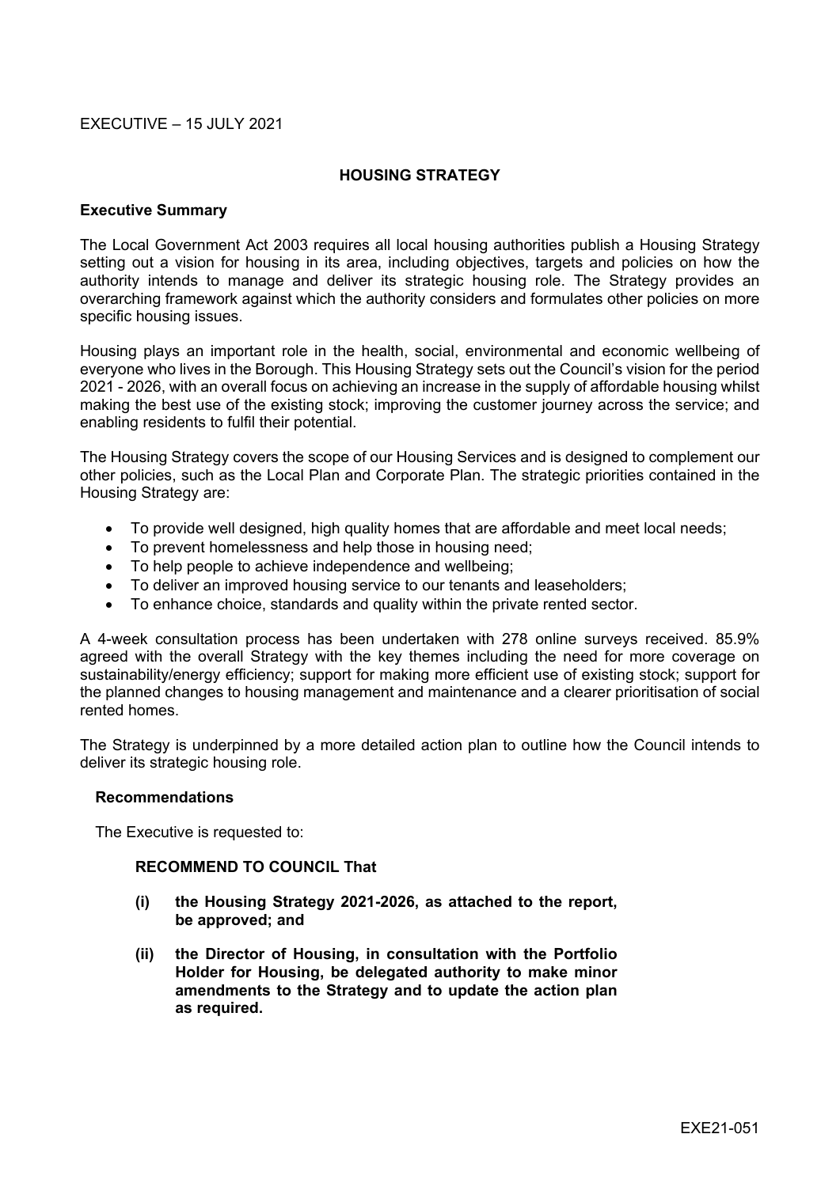EXECUTIVE – 15 JULY 2021

## HOUSING STRATEGY

### Executive Summary

The Local Government Act 2003 requires all local housing authorities publish a Housing Strategy setting out a vision for housing in its area, including objectives, targets and policies on how the authority intends to manage and deliver its strategic housing role. The Strategy provides an overarching framework against which the authority considers and formulates other policies on more specific housing issues.

Housing plays an important role in the health, social, environmental and economic wellbeing of everyone who lives in the Borough. This Housing Strategy sets out the Council's vision for the period 2021 - 2026, with an overall focus on achieving an increase in the supply of affordable housing whilst making the best use of the existing stock; improving the customer journey across the service; and enabling residents to fulfil their potential.

The Housing Strategy covers the scope of our Housing Services and is designed to complement our other policies, such as the Local Plan and Corporate Plan. The strategic priorities contained in the Housing Strategy are:

- To provide well designed, high quality homes that are affordable and meet local needs;
- To prevent homelessness and help those in housing need;
- To help people to achieve independence and wellbeing;
- To deliver an improved housing service to our tenants and leaseholders;
- To enhance choice, standards and quality within the private rented sector.

A 4-week consultation process has been undertaken with 278 online surveys received. 85.9% agreed with the overall Strategy with the key themes including the need for more coverage on sustainability/energy efficiency; support for making more efficient use of existing stock; support for the planned changes to housing management and maintenance and a clearer prioritisation of social rented homes.

The Strategy is underpinned by a more detailed action plan to outline how the Council intends to deliver its strategic housing role.

### Recommendations

The Executive is requested to:

**RECOMMEND TO COUNCIL That**

**(i) the Housing Strategy 2021-2026, as attached to the report, be approved; and**

**(ii) the Director of Housing, in consultation with the Portfolio Holder for Housing, be delegated authority to make minor amendments to the Strategy and to update the action plan as required.**

EXE21-051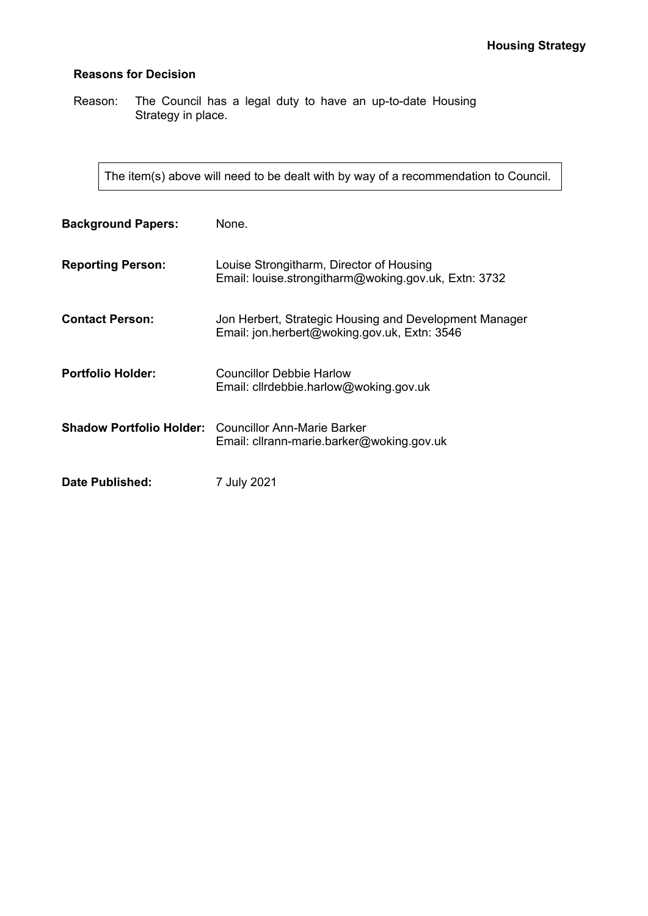### Reasons for Decision

Reason: The Council has a legal duty to have an up-to-date Housing Strategy in place.

The item(s) above will need to be dealt with by way of a recommendation to Council.

**Background Papers:** None.

**Reporting Person:** Louise Strongitharm, Director of Housing
Email: louise.strongitharm@woking.gov.uk, Extn: 3732

**Contact Person:** Jon Herbert, Strategic Housing and Development Manager
Email: jon.herbert@woking.gov.uk, Extn: 3546

**Portfolio Holder:** Councillor Debbie Harlow
Email: cllrdebbie.harlow@woking.gov.uk

**Shadow Portfolio Holder:** Councillor Ann-Marie Barker
Email: cllrann-marie.barker@woking.gov.uk

**Date Published:** 7 July 2021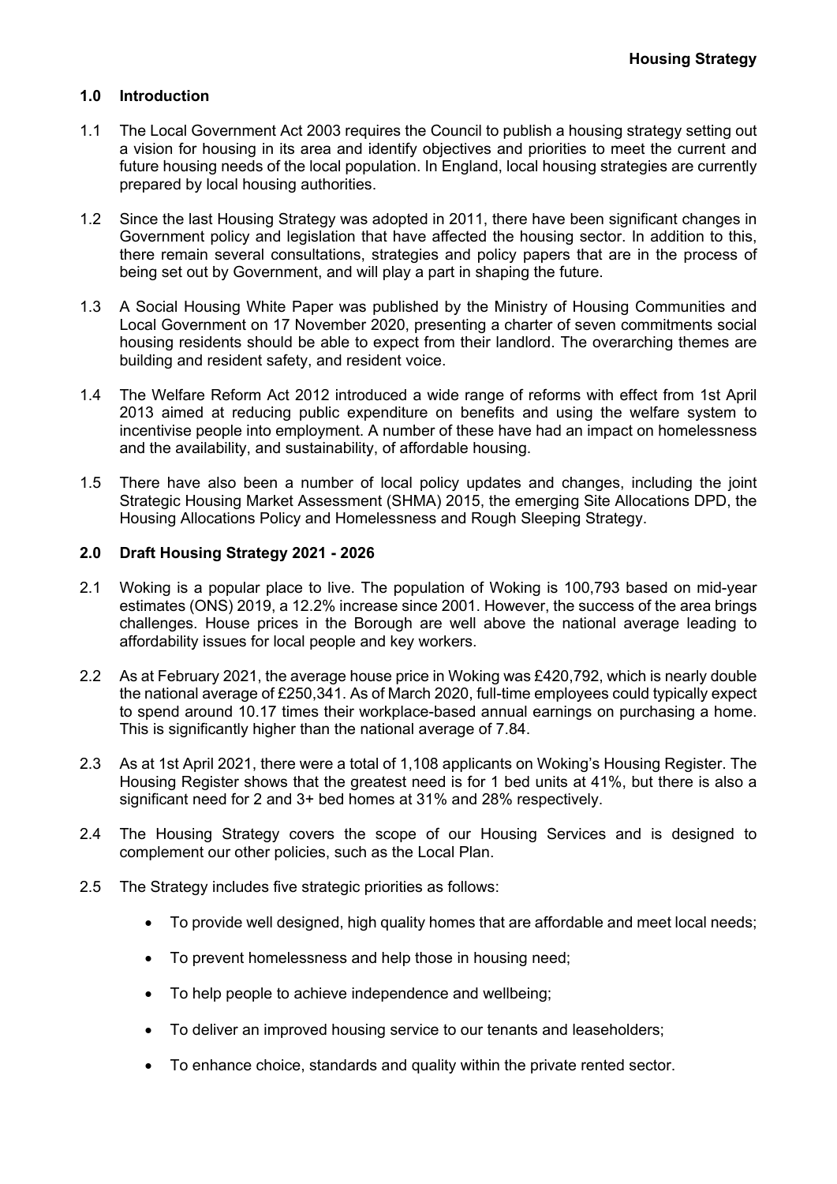## 1.0 Introduction

1.1 The Local Government Act 2003 requires the Council to publish a housing strategy setting out a vision for housing in its area and identify objectives and priorities to meet the current and future housing needs of the local population. In England, local housing strategies are currently prepared by local housing authorities.

1.2 Since the last Housing Strategy was adopted in 2011, there have been significant changes in Government policy and legislation that have affected the housing sector. In addition to this, there remain several consultations, strategies and policy papers that are in the process of being set out by Government, and will play a part in shaping the future.

1.3 A Social Housing White Paper was published by the Ministry of Housing Communities and Local Government on 17 November 2020, presenting a charter of seven commitments social housing residents should be able to expect from their landlord. The overarching themes are building and resident safety, and resident voice.

1.4 The Welfare Reform Act 2012 introduced a wide range of reforms with effect from 1st April 2013 aimed at reducing public expenditure on benefits and using the welfare system to incentivise people into employment. A number of these have had an impact on homelessness and the availability, and sustainability, of affordable housing.

1.5 There have also been a number of local policy updates and changes, including the joint Strategic Housing Market Assessment (SHMA) 2015, the emerging Site Allocations DPD, the Housing Allocations Policy and Homelessness and Rough Sleeping Strategy.

## 2.0 Draft Housing Strategy 2021 - 2026

2.1 Woking is a popular place to live. The population of Woking is 100,793 based on mid-year estimates (ONS) 2019, a 12.2% increase since 2001. However, the success of the area brings challenges. House prices in the Borough are well above the national average leading to affordability issues for local people and key workers.

2.2 As at February 2021, the average house price in Woking was £420,792, which is nearly double the national average of £250,341. As of March 2020, full-time employees could typically expect to spend around 10.17 times their workplace-based annual earnings on purchasing a home. This is significantly higher than the national average of 7.84.

2.3 As at 1st April 2021, there were a total of 1,108 applicants on Woking's Housing Register. The Housing Register shows that the greatest need is for 1 bed units at 41%, but there is also a significant need for 2 and 3+ bed homes at 31% and 28% respectively.

2.4 The Housing Strategy covers the scope of our Housing Services and is designed to complement our other policies, such as the Local Plan.

2.5 The Strategy includes five strategic priorities as follows:

- To provide well designed, high quality homes that are affordable and meet local needs;
- To prevent homelessness and help those in housing need;
- To help people to achieve independence and wellbeing;
- To deliver an improved housing service to our tenants and leaseholders;
- To enhance choice, standards and quality within the private rented sector.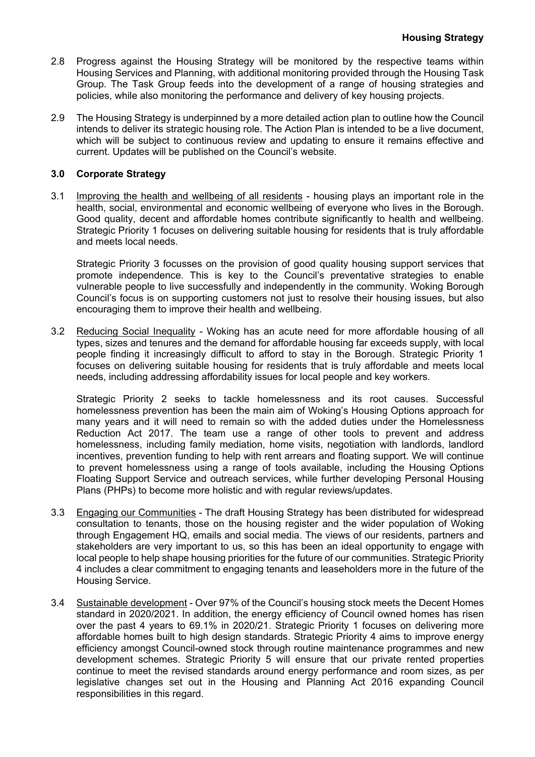2.8 Progress against the Housing Strategy will be monitored by the respective teams within Housing Services and Planning, with additional monitoring provided through the Housing Task Group. The Task Group feeds into the development of a range of housing strategies and policies, while also monitoring the performance and delivery of key housing projects.

2.9 The Housing Strategy is underpinned by a more detailed action plan to outline how the Council intends to deliver its strategic housing role. The Action Plan is intended to be a live document, which will be subject to continuous review and updating to ensure it remains effective and current. Updates will be published on the Council's website.

### 3.0 Corporate Strategy

3.1 Improving the health and wellbeing of all residents - housing plays an important role in the health, social, environmental and economic wellbeing of everyone who lives in the Borough. Good quality, decent and affordable homes contribute significantly to health and wellbeing. Strategic Priority 1 focuses on delivering suitable housing for residents that is truly affordable and meets local needs.

Strategic Priority 3 focusses on the provision of good quality housing support services that promote independence. This is key to the Council's preventative strategies to enable vulnerable people to live successfully and independently in the community. Woking Borough Council's focus is on supporting customers not just to resolve their housing issues, but also encouraging them to improve their health and wellbeing.

3.2 Reducing Social Inequality - Woking has an acute need for more affordable housing of all types, sizes and tenures and the demand for affordable housing far exceeds supply, with local people finding it increasingly difficult to afford to stay in the Borough. Strategic Priority 1 focuses on delivering suitable housing for residents that is truly affordable and meets local needs, including addressing affordability issues for local people and key workers.

Strategic Priority 2 seeks to tackle homelessness and its root causes. Successful homelessness prevention has been the main aim of Woking's Housing Options approach for many years and it will need to remain so with the added duties under the Homelessness Reduction Act 2017. The team use a range of other tools to prevent and address homelessness, including family mediation, home visits, negotiation with landlords, landlord incentives, prevention funding to help with rent arrears and floating support. We will continue to prevent homelessness using a range of tools available, including the Housing Options Floating Support Service and outreach services, while further developing Personal Housing Plans (PHPs) to become more holistic and with regular reviews/updates.

3.3 Engaging our Communities - The draft Housing Strategy has been distributed for widespread consultation to tenants, those on the housing register and the wider population of Woking through Engagement HQ, emails and social media. The views of our residents, partners and stakeholders are very important to us, so this has been an ideal opportunity to engage with local people to help shape housing priorities for the future of our communities. Strategic Priority 4 includes a clear commitment to engaging tenants and leaseholders more in the future of the Housing Service.

3.4 Sustainable development - Over 97% of the Council's housing stock meets the Decent Homes standard in 2020/2021. In addition, the energy efficiency of Council owned homes has risen over the past 4 years to 69.1% in 2020/21. Strategic Priority 1 focuses on delivering more affordable homes built to high design standards. Strategic Priority 4 aims to improve energy efficiency amongst Council-owned stock through routine maintenance programmes and new development schemes. Strategic Priority 5 will ensure that our private rented properties continue to meet the revised standards around energy performance and room sizes, as per legislative changes set out in the Housing and Planning Act 2016 expanding Council responsibilities in this regard.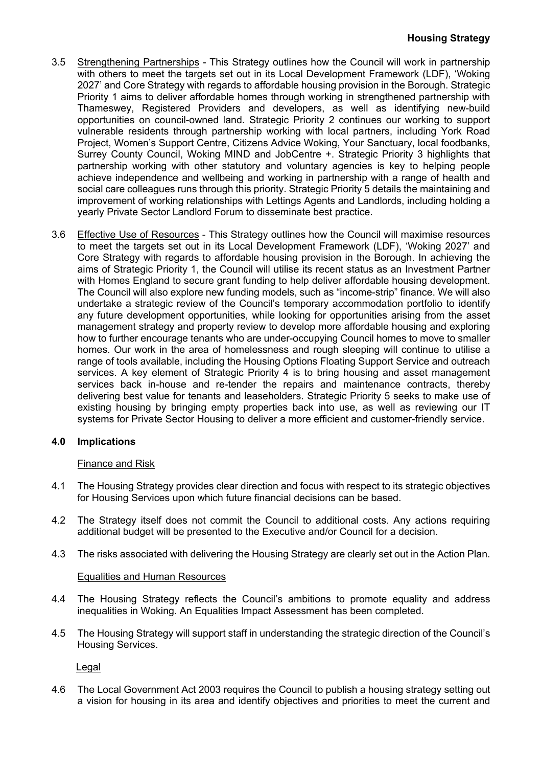3.5 Strengthening Partnerships - This Strategy outlines how the Council will work in partnership with others to meet the targets set out in its Local Development Framework (LDF), 'Woking 2027' and Core Strategy with regards to affordable housing provision in the Borough. Strategic Priority 1 aims to deliver affordable homes through working in strengthened partnership with Thameswey, Registered Providers and developers, as well as identifying new-build opportunities on council-owned land. Strategic Priority 2 continues our working to support vulnerable residents through partnership working with local partners, including York Road Project, Women's Support Centre, Citizens Advice Woking, Your Sanctuary, local foodbanks, Surrey County Council, Woking MIND and JobCentre +. Strategic Priority 3 highlights that partnership working with other statutory and voluntary agencies is key to helping people achieve independence and wellbeing and working in partnership with a range of health and social care colleagues runs through this priority. Strategic Priority 5 details the maintaining and improvement of working relationships with Lettings Agents and Landlords, including holding a yearly Private Sector Landlord Forum to disseminate best practice.

3.6 Effective Use of Resources - This Strategy outlines how the Council will maximise resources to meet the targets set out in its Local Development Framework (LDF), 'Woking 2027' and Core Strategy with regards to affordable housing provision in the Borough. In achieving the aims of Strategic Priority 1, the Council will utilise its recent status as an Investment Partner with Homes England to secure grant funding to help deliver affordable housing development. The Council will also explore new funding models, such as "income-strip" finance. We will also undertake a strategic review of the Council's temporary accommodation portfolio to identify any future development opportunities, while looking for opportunities arising from the asset management strategy and property review to develop more affordable housing and exploring how to further encourage tenants who are under-occupying Council homes to move to smaller homes. Our work in the area of homelessness and rough sleeping will continue to utilise a range of tools available, including the Housing Options Floating Support Service and outreach services. A key element of Strategic Priority 4 is to bring housing and asset management services back in-house and re-tender the repairs and maintenance contracts, thereby delivering best value for tenants and leaseholders. Strategic Priority 5 seeks to make use of existing housing by bringing empty properties back into use, as well as reviewing our IT systems for Private Sector Housing to deliver a more efficient and customer-friendly service.

## 4.0 Implications

Finance and Risk

4.1 The Housing Strategy provides clear direction and focus with respect to its strategic objectives for Housing Services upon which future financial decisions can be based.

4.2 The Strategy itself does not commit the Council to additional costs. Any actions requiring additional budget will be presented to the Executive and/or Council for a decision.

4.3 The risks associated with delivering the Housing Strategy are clearly set out in the Action Plan.

Equalities and Human Resources

4.4 The Housing Strategy reflects the Council's ambitions to promote equality and address inequalities in Woking. An Equalities Impact Assessment has been completed.

4.5 The Housing Strategy will support staff in understanding the strategic direction of the Council's Housing Services.

Legal

4.6 The Local Government Act 2003 requires the Council to publish a housing strategy setting out a vision for housing in its area and identify objectives and priorities to meet the current and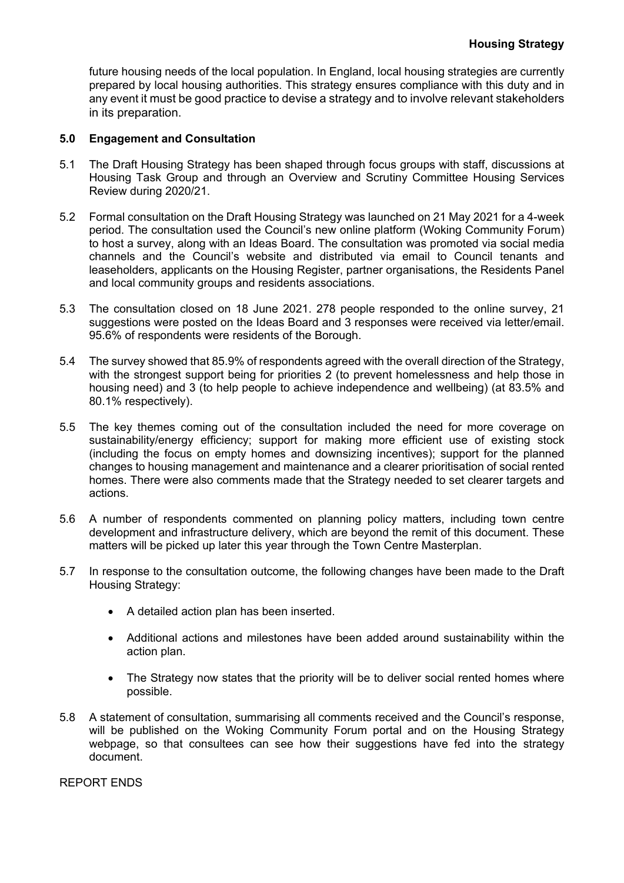future housing needs of the local population. In England, local housing strategies are currently prepared by local housing authorities. This strategy ensures compliance with this duty and in any event it must be good practice to devise a strategy and to involve relevant stakeholders in its preparation.

## 5.0 Engagement and Consultation

5.1 The Draft Housing Strategy has been shaped through focus groups with staff, discussions at Housing Task Group and through an Overview and Scrutiny Committee Housing Services Review during 2020/21.

5.2 Formal consultation on the Draft Housing Strategy was launched on 21 May 2021 for a 4-week period. The consultation used the Council's new online platform (Woking Community Forum) to host a survey, along with an Ideas Board. The consultation was promoted via social media channels and the Council's website and distributed via email to Council tenants and leaseholders, applicants on the Housing Register, partner organisations, the Residents Panel and local community groups and residents associations.

5.3 The consultation closed on 18 June 2021. 278 people responded to the online survey, 21 suggestions were posted on the Ideas Board and 3 responses were received via letter/email. 95.6% of respondents were residents of the Borough.

5.4 The survey showed that 85.9% of respondents agreed with the overall direction of the Strategy, with the strongest support being for priorities 2 (to prevent homelessness and help those in housing need) and 3 (to help people to achieve independence and wellbeing) (at 83.5% and 80.1% respectively).

5.5 The key themes coming out of the consultation included the need for more coverage on sustainability/energy efficiency; support for making more efficient use of existing stock (including the focus on empty homes and downsizing incentives); support for the planned changes to housing management and maintenance and a clearer prioritisation of social rented homes. There were also comments made that the Strategy needed to set clearer targets and actions.

5.6 A number of respondents commented on planning policy matters, including town centre development and infrastructure delivery, which are beyond the remit of this document. These matters will be picked up later this year through the Town Centre Masterplan.

5.7 In response to the consultation outcome, the following changes have been made to the Draft Housing Strategy:

- A detailed action plan has been inserted.
- Additional actions and milestones have been added around sustainability within the action plan.
- The Strategy now states that the priority will be to deliver social rented homes where possible.

5.8 A statement of consultation, summarising all comments received and the Council's response, will be published on the Woking Community Forum portal and on the Housing Strategy webpage, so that consultees can see how their suggestions have fed into the strategy document.

REPORT ENDS